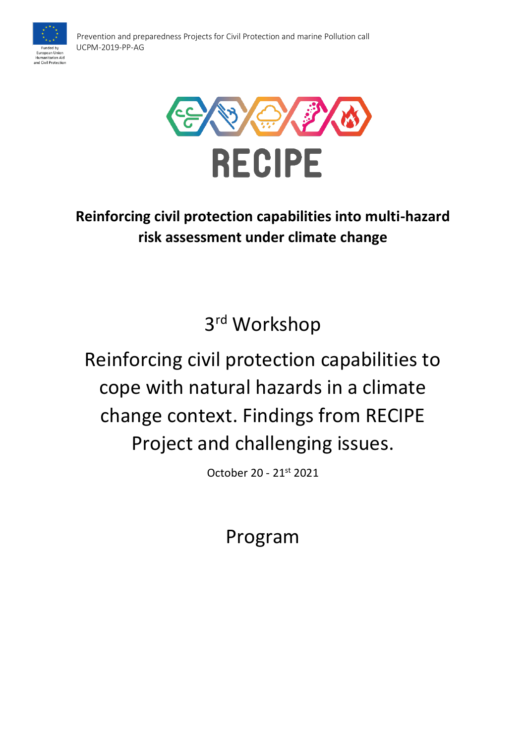Funded by European Union Humanitarian Aid and Civil Protection

Prevention and preparedness Projects for Civil Protection and marine Pollution call UCPM-2019-PP-AG

# RECIPE

**Reinforcing civil protection capabilities into multi-hazard risk assessment under climate change**

## 3rd Workshop

## Reinforcing civil protection capabilities to cope with natural hazards in a climate change context. Findings from RECIPE Project and challenging issues.

October 20 - 21st 2021

## Program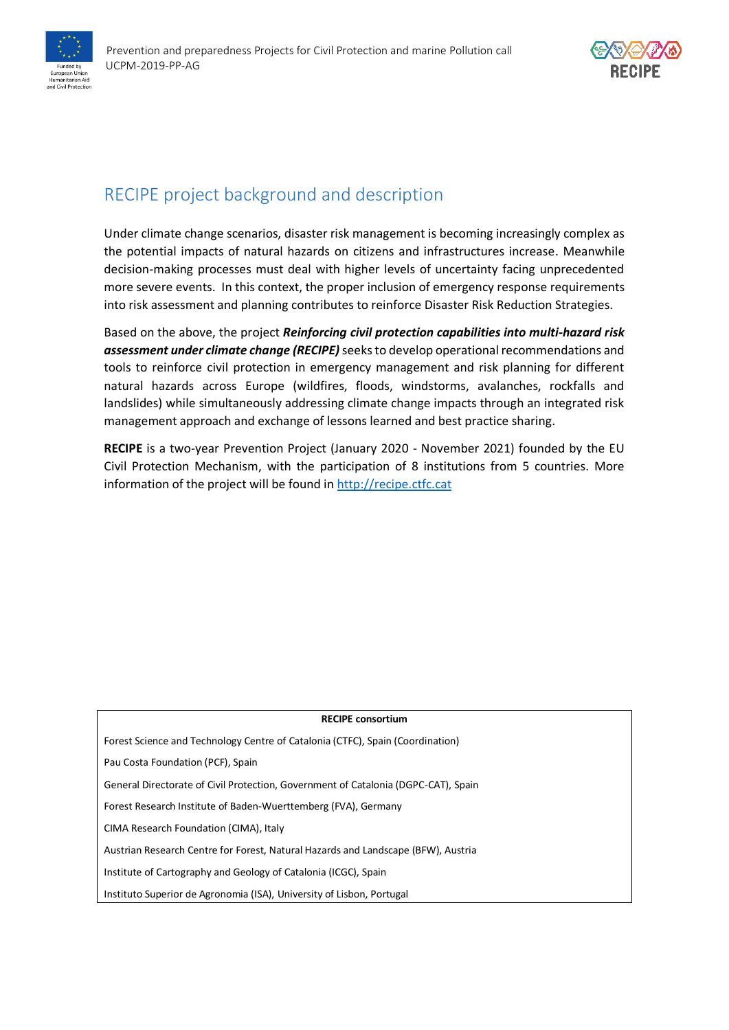# RECIPE project background and description

Under climate change scenarios, disaster risk management is becoming increasingly complex as the potential impacts of natural hazards on citizens and infrastructures increase. Meanwhile decision-making processes must deal with higher levels of uncertainty facing unprecedented more severe events. In this context, the proper inclusion of emergency response requirements into risk assessment and planning contributes to reinforce Disaster Risk Reduction Strategies.

Based on the above, the project ***Reinforcing civil protection capabilities into multi-hazard risk assessment under climate change (RECIPE)*** seeks to develop operational recommendations and tools to reinforce civil protection in emergency management and risk planning for different natural hazards across Europe (wildfires, floods, windstorms, avalanches, rockfalls and landslides) while simultaneously addressing climate change impacts through an integrated risk management approach and exchange of lessons learned and best practice sharing.

**RECIPE** is a two-year Prevention Project (January 2020 - November 2021) founded by the EU Civil Protection Mechanism, with the participation of 8 institutions from 5 countries. More information of the project will be found in [http://recipe.ctfc.cat](http://recipe.ctfc.cat)

| **RECIPE consortium** |
|---|
| Forest Science and Technology Centre of Catalonia (CTFC), Spain (Coordination) |
| Pau Costa Foundation (PCF), Spain |
| General Directorate of Civil Protection, Government of Catalonia (DGPC-CAT), Spain |
| Forest Research Institute of Baden-Wuerttemberg (FVA), Germany |
| CIMA Research Foundation (CIMA), Italy |
| Austrian Research Centre for Forest, Natural Hazards and Landscape (BFW), Austria |
| Institute of Cartography and Geology of Catalonia (ICGC), Spain |
| Instituto Superior de Agronomia (ISA), University of Lisbon, Portugal |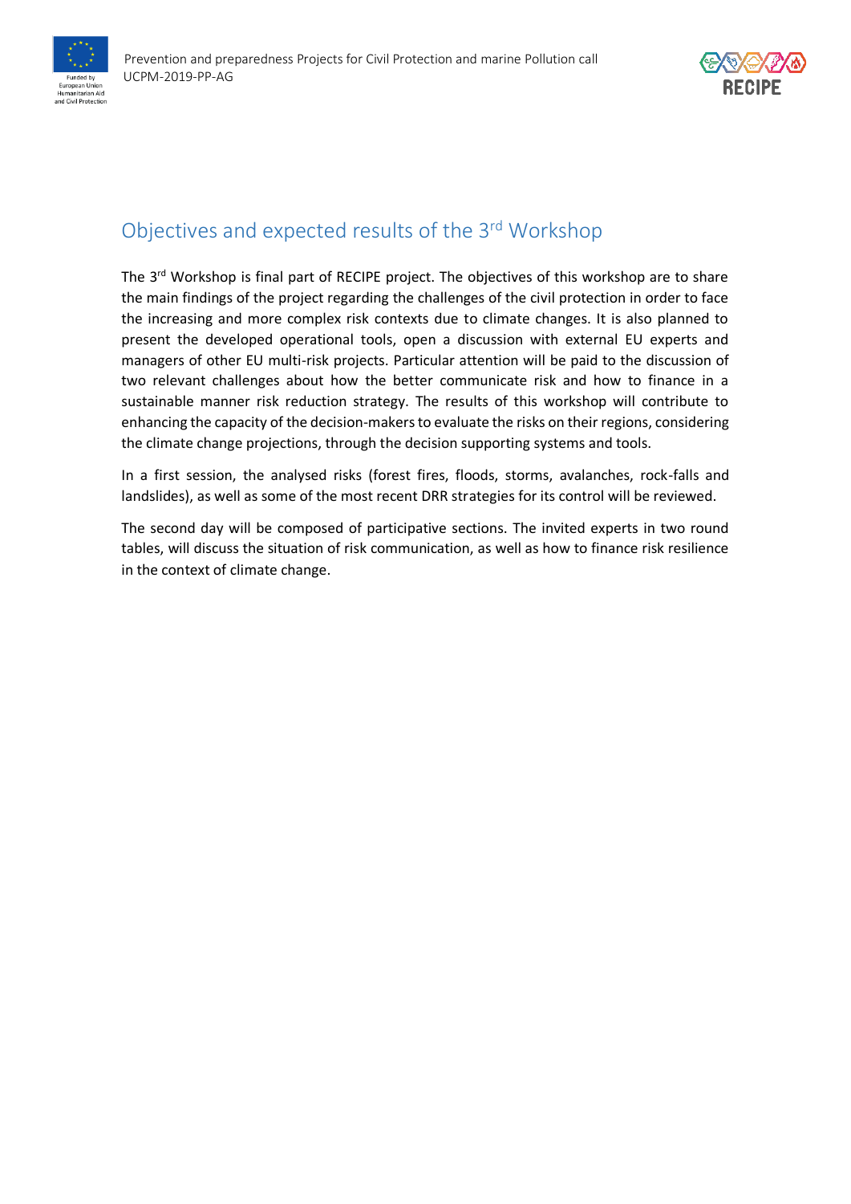## Objectives and expected results of the 3rd Workshop

The 3rd Workshop is final part of RECIPE project. The objectives of this workshop are to share the main findings of the project regarding the challenges of the civil protection in order to face the increasing and more complex risk contexts due to climate changes. It is also planned to present the developed operational tools, open a discussion with external EU experts and managers of other EU multi-risk projects. Particular attention will be paid to the discussion of two relevant challenges about how the better communicate risk and how to finance in a sustainable manner risk reduction strategy. The results of this workshop will contribute to enhancing the capacity of the decision-makers to evaluate the risks on their regions, considering the climate change projections, through the decision supporting systems and tools.

In a first session, the analysed risks (forest fires, floods, storms, avalanches, rock-falls and landslides), as well as some of the most recent DRR strategies for its control will be reviewed.

The second day will be composed of participative sections. The invited experts in two round tables, will discuss the situation of risk communication, as well as how to finance risk resilience in the context of climate change.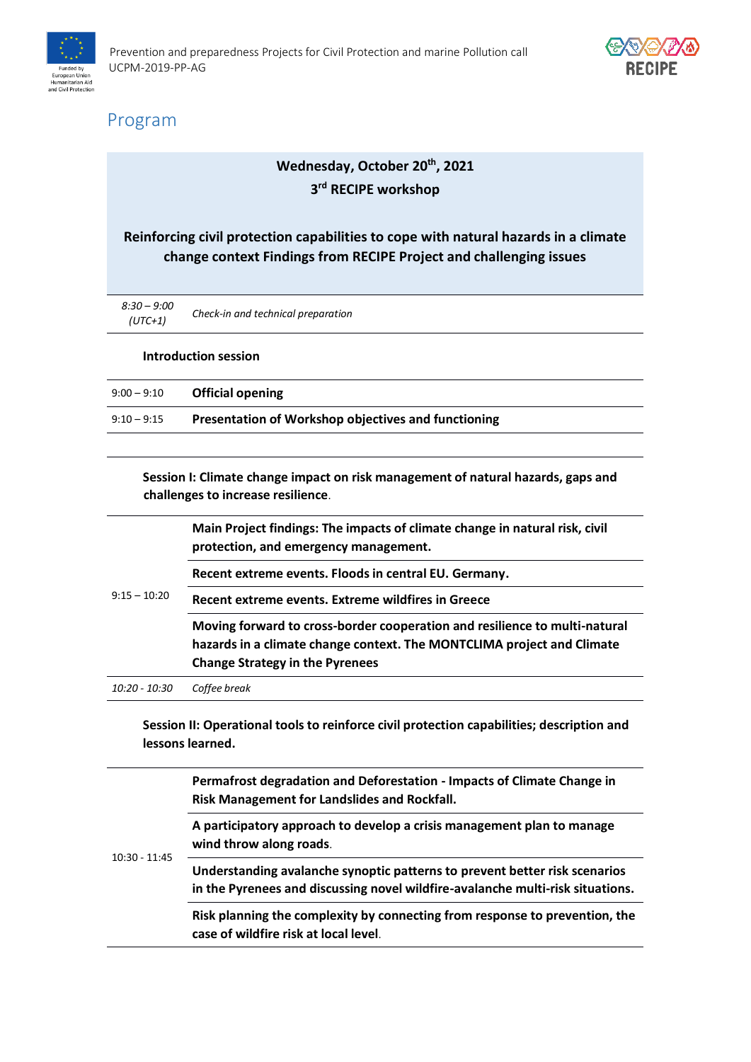## Program

**Wednesday, October 20th, 2021**

**3rd RECIPE workshop**

**Reinforcing civil protection capabilities to cope with natural hazards in a climate change context Findings from RECIPE Project and challenging issues**

| | |
|---|---|
| *8:30 – 9:00 (UTC+1)* | *Check-in and technical preparation* |
| | **Introduction session** |
| 9:00 – 9:10 | **Official opening** |
| 9:10 – 9:15 | **Presentation of Workshop objectives and functioning** |
| | **Session I: Climate change impact on risk management of natural hazards, gaps and challenges to increase resilience**. |
| 9:15 – 10:20 | **Main Project findings: The impacts of climate change in natural risk, civil protection, and emergency management.** |
| | **Recent extreme events. Floods in central EU. Germany.** |
| | **Recent extreme events. Extreme wildfires in Greece** |
| | **Moving forward to cross-border cooperation and resilience to multi-natural hazards in a climate change context. The MONTCLIMA project and Climate Change Strategy in the Pyrenees** |
| *10:20 - 10:30* | *Coffee break* |
| | **Session II: Operational tools to reinforce civil protection capabilities; description and lessons learned.** |
| 10:30 - 11:45 | **Permafrost degradation and Deforestation - Impacts of Climate Change in Risk Management for Landslides and Rockfall.** |
| | **A participatory approach to develop a crisis management plan to manage wind throw along roads**. |
| | **Understanding avalanche synoptic patterns to prevent better risk scenarios in the Pyrenees and discussing novel wildfire-avalanche multi-risk situations.** |
| | **Risk planning the complexity by connecting from response to prevention, the case of wildfire risk at local level**. |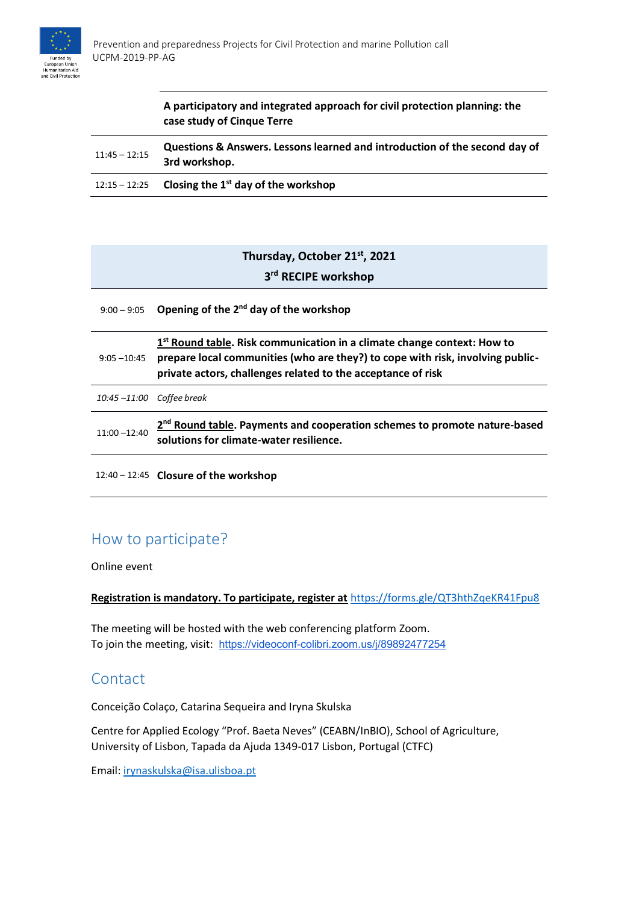| | |
|---|---|
| | **A participatory and integrated approach for civil protection planning: the case study of Cinque Terre** |
| 11:45 – 12:15 | **Questions & Answers. Lessons learned and introduction of the second day of 3rd workshop.** |
| 12:15 – 12:25 | **Closing the 1st day of the workshop** |

| | |
|---|---|
| | **Thursday, October 21st, 2021**<br>**3rd RECIPE workshop** |
| 9:00 – 9:05 | **Opening of the 2nd day of the workshop** |
| 9:05 –10:45 | **1st Round table. Risk communication in a climate change context: How to prepare local communities (who are they?) to cope with risk, involving public-private actors, challenges related to the acceptance of risk** |
| *10:45 –11:00* | *Coffee break* |
| 11:00 –12:40 | **2nd Round table. Payments and cooperation schemes to promote nature-based solutions for climate-water resilience.** |
| 12:40 – 12:45 | **Closure of the workshop** |

## How to participate?

Online event

**Registration is mandatory. To participate, register at** https://forms.gle/QT3hthZqeKR41Fpu8

The meeting will be hosted with the web conferencing platform Zoom.
To join the meeting, visit: https://videoconf-colibri.zoom.us/j/89892477254

## Contact

Conceição Colaço, Catarina Sequeira and Iryna Skulska

Centre for Applied Ecology "Prof. Baeta Neves" (CEABN/InBIO), School of Agriculture, University of Lisbon, Tapada da Ajuda 1349-017 Lisbon, Portugal (CTFC)

Email: irynaskulska@isa.ulisboa.pt